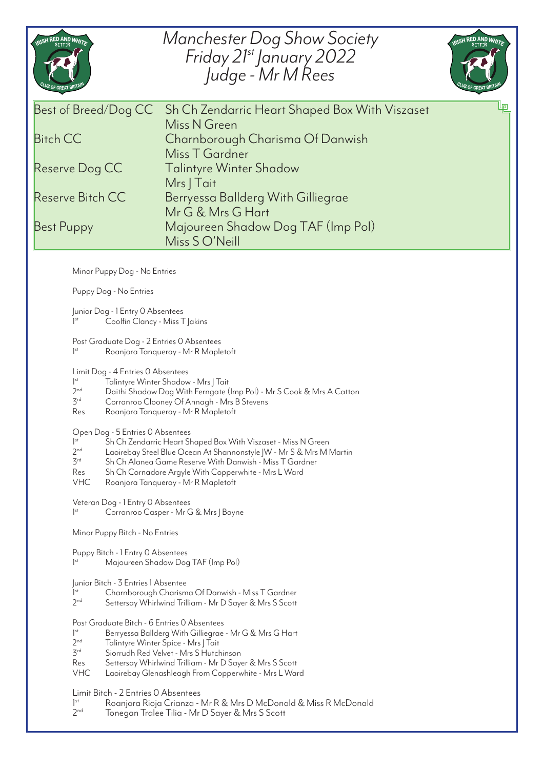# Manchester Dog Show Society
## Friday 21st January 2022
## Judge - Mr M Rees

| | |
|---|---|
| Best of Breed/Dog CC | Sh Ch Zendarric Heart Shaped Box With Viszaset<br>Miss N Green |
| Bitch CC | Charnborough Charisma Of Danwish<br>Miss T Gardner |
| Reserve Dog CC | Talintyre Winter Shadow<br>Mrs J Tait |
| Reserve Bitch CC | Berryessa Ballderg With Gilliegrae<br>Mr G & Mrs G Hart |
| Best Puppy | Majoureen Shadow Dog TAF (Imp Pol)<br>Miss S O'Neill |

Minor Puppy Dog - No Entries

Puppy Dog - No Entries

Junior Dog - 1 Entry 0 Absentees
1st Coolfin Clancy - Miss T Jakins

Post Graduate Dog - 2 Entries 0 Absentees
1st Roanjora Tanqueray - Mr R Mapletoft

Limit Dog - 4 Entries 0 Absentees
1st Talintyre Winter Shadow - Mrs J Tait
2nd Daithi Shadow Dog With Ferngate (Imp Pol) - Mr S Cook & Mrs A Catton
3rd Corranroo Clooney Of Annagh - Mrs B Stevens
Res Roanjora Tanqueray - Mr R Mapletoft

Open Dog - 5 Entries 0 Absentees
1st Sh Ch Zendarric Heart Shaped Box With Viszaset - Miss N Green
2nd Laoirebay Steel Blue Ocean At Shannonstyle JW - Mr S & Mrs M Martin
3rd Sh Ch Alanea Game Reserve With Danwish - Miss T Gardner
Res Sh Ch Cornadore Argyle With Copperwhite - Mrs L Ward
VHC Roanjora Tanqueray - Mr R Mapletoft

Veteran Dog - 1 Entry 0 Absentees
1st Corranroo Casper - Mr G & Mrs J Bayne

Minor Puppy Bitch - No Entries

Puppy Bitch - 1 Entry 0 Absentees
1st Majoureen Shadow Dog TAF (Imp Pol)

Junior Bitch - 3 Entries 1 Absentee
1st Charnborough Charisma Of Danwish - Miss T Gardner
2nd Settersay Whirlwind Trilliam - Mr D Sayer & Mrs S Scott

Post Graduate Bitch - 6 Entries 0 Absentees
1st Berryessa Ballderg With Gilliegrae - Mr G & Mrs G Hart
2nd Talintyre Winter Spice - Mrs J Tait
3rd Siorrudh Red Velvet - Mrs S Hutchinson
Res Settersay Whirlwind Trilliam - Mr D Sayer & Mrs S Scott
VHC Laoirebay Glenashleagh From Copperwhite - Mrs L Ward

Limit Bitch - 2 Entries 0 Absentees
1st Roanjora Rioja Crianza - Mr R & Mrs D McDonald & Miss R McDonald
2nd Tonegan Tralee Tilia - Mr D Sayer & Mrs S Scott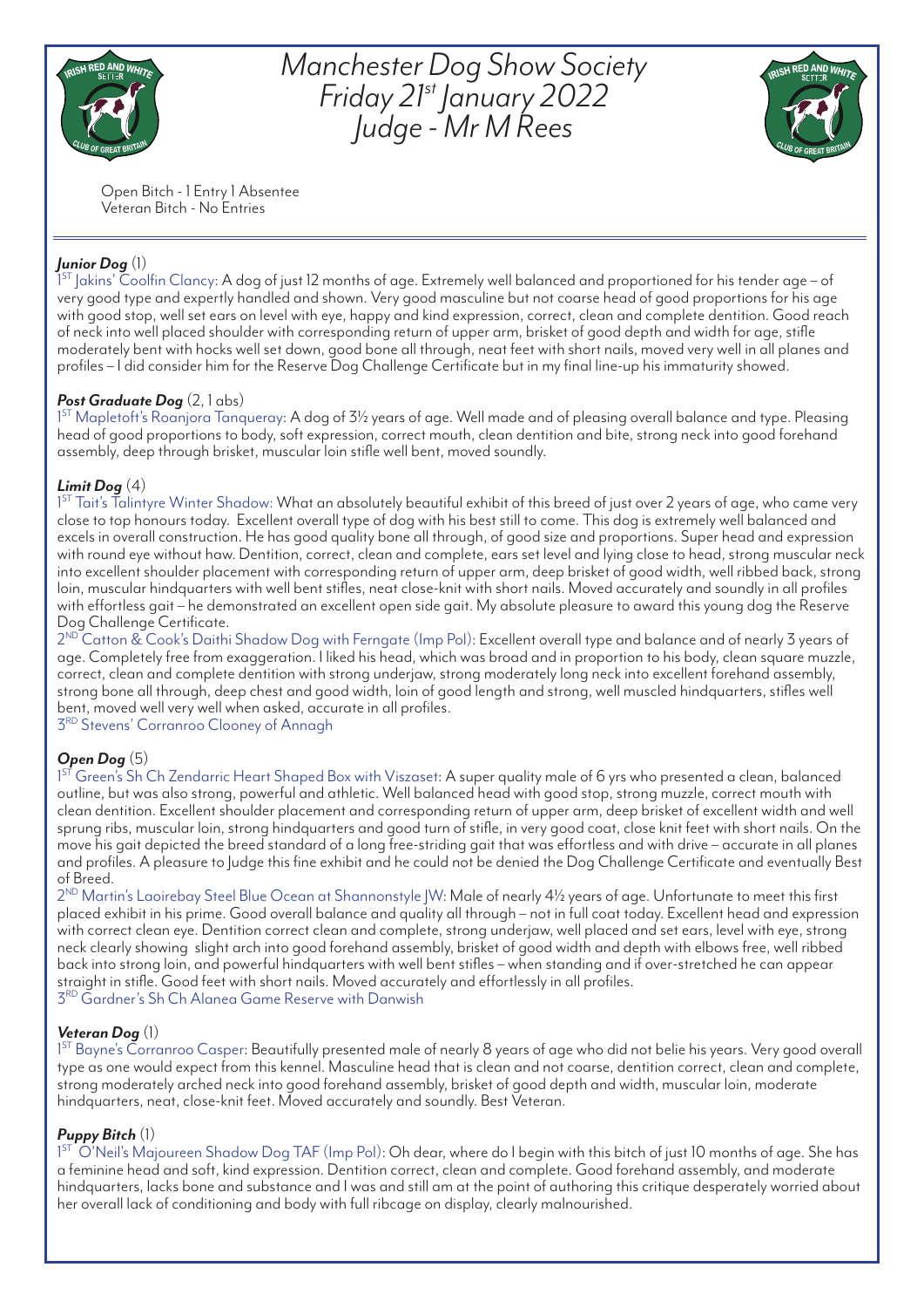# Manchester Dog Show Society
# Friday 21st January 2022
# Judge - Mr M Rees

Open Bitch - 1 Entry 1 Absentee
Veteran Bitch - No Entries

---

***Junior Dog*** (1)
1ST Jakins' Coolfin Clancy: A dog of just 12 months of age. Extremely well balanced and proportioned for his tender age – of very good type and expertly handled and shown. Very good masculine but not coarse head of good proportions for his age with good stop, well set ears on level with eye, happy and kind expression, correct, clean and complete dentition. Good reach of neck into well placed shoulder with corresponding return of upper arm, brisket of good depth and width for age, stifle moderately bent with hocks well set down, good bone all through, neat feet with short nails, moved very well in all planes and profiles – I did consider him for the Reserve Dog Challenge Certificate but in my final line-up his immaturity showed.

***Post Graduate Dog*** (2, 1 abs)
1ST Mapletoft's Roanjora Tanqueray: A dog of 3½ years of age. Well made and of pleasing overall balance and type. Pleasing head of good proportions to body, soft expression, correct mouth, clean dentition and bite, strong neck into good forehand assembly, deep through brisket, muscular loin stifle well bent, moved soundly.

***Limit Dog*** (4)
1ST Tait's Talintyre Winter Shadow: What an absolutely beautiful exhibit of this breed of just over 2 years of age, who came very close to top honours today. Excellent overall type of dog with his best still to come. This dog is extremely well balanced and excels in overall construction. He has good quality bone all through, of good size and proportions. Super head and expression with round eye without haw. Dentition, correct, clean and complete, ears set level and lying close to head, strong muscular neck into excellent shoulder placement with corresponding return of upper arm, deep brisket of good width, well ribbed back, strong loin, muscular hindquarters with well bent stifles, neat close-knit with short nails. Moved accurately and soundly in all profiles with effortless gait – he demonstrated an excellent open side gait. My absolute pleasure to award this young dog the Reserve Dog Challenge Certificate.
2ND Catton & Cook's Daithi Shadow Dog with Ferngate (Imp Pol): Excellent overall type and balance and of nearly 3 years of age. Completely free from exaggeration. I liked his head, which was broad and in proportion to his body, clean square muzzle, correct, clean and complete dentition with strong underjaw, strong moderately long neck into excellent forehand assembly, strong bone all through, deep chest and good width, loin of good length and strong, well muscled hindquarters, stifles well bent, moved well very well when asked, accurate in all profiles.
3RD Stevens' Corranroo Clooney of Annagh

***Open Dog*** (5)
1ST Green's Sh Ch Zendarric Heart Shaped Box with Viszaset: A super quality male of 6 yrs who presented a clean, balanced outline, but was also strong, powerful and athletic. Well balanced head with good stop, strong muzzle, correct mouth with clean dentition. Excellent shoulder placement and corresponding return of upper arm, deep brisket of excellent width and well sprung ribs, muscular loin, strong hindquarters and good turn of stifle, in very good coat, close knit feet with short nails. On the move his gait depicted the breed standard of a long free-striding gait that was effortless and with drive – accurate in all planes and profiles. A pleasure to Judge this fine exhibit and he could not be denied the Dog Challenge Certificate and eventually Best of Breed.
2ND Martin's Laoirebay Steel Blue Ocean at Shannonstyle JW: Male of nearly 4½ years of age. Unfortunate to meet this first placed exhibit in his prime. Good overall balance and quality all through – not in full coat today. Excellent head and expression with correct clean eye. Dentition correct clean and complete, strong underjaw, well placed and set ears, level with eye, strong neck clearly showing slight arch into good forehand assembly, brisket of good width and depth with elbows free, well ribbed back into strong loin, and powerful hindquarters with well bent stifles – when standing and if over-stretched he can appear straight in stifle. Good feet with short nails. Moved accurately and effortlessly in all profiles.
3RD Gardner's Sh Ch Alanea Game Reserve with Danwish

***Veteran Dog*** (1)
1ST Bayne's Corranroo Casper: Beautifully presented male of nearly 8 years of age who did not belie his years. Very good overall type as one would expect from this kennel. Masculine head that is clean and not coarse, dentition correct, clean and complete, strong moderately arched neck into good forehand assembly, brisket of good depth and width, muscular loin, moderate hindquarters, neat, close-knit feet. Moved accurately and soundly. Best Veteran.

***Puppy Bitch*** (1)
1ST O'Neil's Majoureen Shadow Dog TAF (Imp Pol): Oh dear, where do I begin with this bitch of just 10 months of age. She has a feminine head and soft, kind expression. Dentition correct, clean and complete. Good forehand assembly, and moderate hindquarters, lacks bone and substance and I was and still am at the point of authoring this critique desperately worried about her overall lack of conditioning and body with full ribcage on display, clearly malnourished.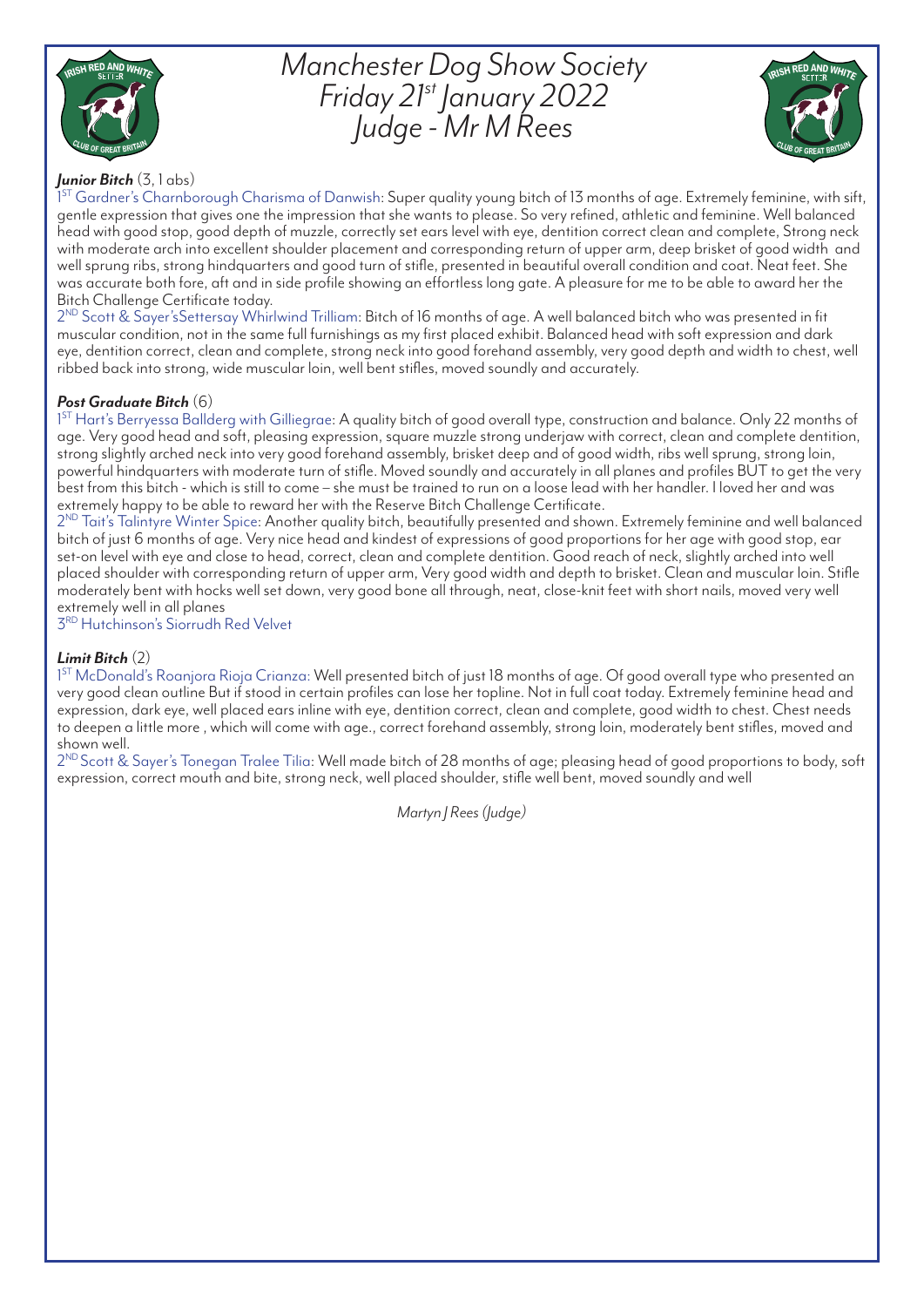# Manchester Dog Show Society
# Friday 21st January 2022
# Judge - Mr M Rees

***Junior Bitch*** (3, 1 abs)

1ST Gardner's Charnborough Charisma of Danwish: Super quality young bitch of 13 months of age. Extremely feminine, with sift, gentle expression that gives one the impression that she wants to please. So very refined, athletic and feminine. Well balanced head with good stop, good depth of muzzle, correctly set ears level with eye, dentition correct clean and complete, Strong neck with moderate arch into excellent shoulder placement and corresponding return of upper arm, deep brisket of good width and well sprung ribs, strong hindquarters and good turn of stifle, presented in beautiful overall condition and coat. Neat feet. She was accurate both fore, aft and in side profile showing an effortless long gate. A pleasure for me to be able to award her the Bitch Challenge Certificate today.

2ND Scott & Sayer'sSettersay Whirlwind Trilliam: Bitch of 16 months of age. A well balanced bitch who was presented in fit muscular condition, not in the same full furnishings as my first placed exhibit. Balanced head with soft expression and dark eye, dentition correct, clean and complete, strong neck into good forehand assembly, very good depth and width to chest, well ribbed back into strong, wide muscular loin, well bent stifles, moved soundly and accurately.

***Post Graduate Bitch*** (6)

1ST Hart's Berryessa Ballderg with Gilliegrae: A quality bitch of good overall type, construction and balance. Only 22 months of age. Very good head and soft, pleasing expression, square muzzle strong underjaw with correct, clean and complete dentition, strong slightly arched neck into very good forehand assembly, brisket deep and of good width, ribs well sprung, strong loin, powerful hindquarters with moderate turn of stifle. Moved soundly and accurately in all planes and profiles BUT to get the very best from this bitch - which is still to come – she must be trained to run on a loose lead with her handler. I loved her and was extremely happy to be able to reward her with the Reserve Bitch Challenge Certificate.

2ND Tait's Talintyre Winter Spice: Another quality bitch, beautifully presented and shown. Extremely feminine and well balanced bitch of just 6 months of age. Very nice head and kindest of expressions of good proportions for her age with good stop, ear set-on level with eye and close to head, correct, clean and complete dentition. Good reach of neck, slightly arched into well placed shoulder with corresponding return of upper arm, Very good width and depth to brisket. Clean and muscular loin. Stifle moderately bent with hocks well set down, very good bone all through, neat, close-knit feet with short nails, moved very well extremely well in all planes

3RD Hutchinson's Siorrudh Red Velvet

***Limit Bitch*** (2)

1ST McDonald's Roanjora Rioja Crianza: Well presented bitch of just 18 months of age. Of good overall type who presented an very good clean outline But if stood in certain profiles can lose her topline. Not in full coat today. Extremely feminine head and expression, dark eye, well placed ears inline with eye, dentition correct, clean and complete, good width to chest. Chest needs to deepen a little more , which will come with age., correct forehand assembly, strong loin, moderately bent stifles, moved and shown well.

2ND Scott & Sayer's Tonegan Tralee Tilia: Well made bitch of 28 months of age; pleasing head of good proportions to body, soft expression, correct mouth and bite, strong neck, well placed shoulder, stifle well bent, moved soundly and well

*Martyn J Rees (Judge)*